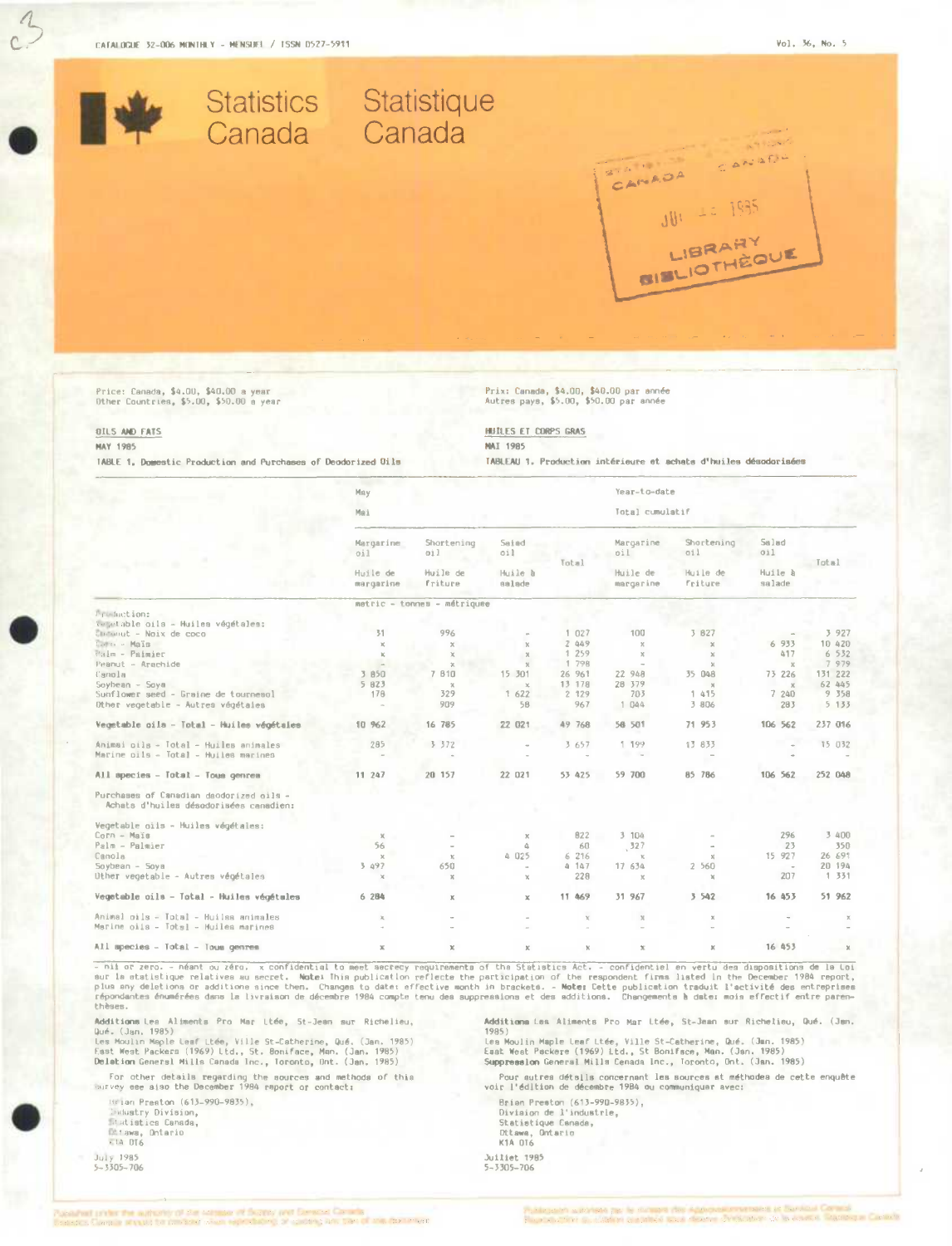CATALOGUE 32-006 MONTHLY - MENSUEL / ISSN 0527-5911

# Statistics Canada Statistique Canada

Price: Canada, $4.00, $40.00 a year
Other Countries, $5.00, $50.00 a year

Prix: Canada, $4.00, $40.00 par année
Autres pays, $5.00, $50.00 par année

## OILS AND FATS / HUILES ET CORPS GRAS

MAY 1985 / MAI 1985

TABLE 1. Domestic Production and Purchases of Deodorized Oils

TABLEAU 1. Production intérieure et achats d'huiles désodorisées

| | May / Mai | | | | Year-to-date / Total cumulatif | | | |
|---|---|---|---|---|---|---|---|---|
| | Margarine oil / Huile de margarine | Shortening oil / Huile de friture | Salad oil / Huile à salade | Total | Margarine oil / Huile de margarine | Shortening oil / Huile de friture | Salad oil / Huile à salade | Total |
| | metric - tonnes - métrique | | | | | | | |
| Production: | | | | | | | | |
| Vegetable oils - Huiles végétales: | | | | | | | | |
| Coconut - Noix de coco | 31 | 996 | - | 1 027 | 100 | 3 827 | - | 3 927 |
| Corn - Maïs | x | x | x | 2 449 | x | x | 6 933 | 10 420 |
| Palm - Palmier | x | x | x | 1 259 | x | x | 417 | 6 532 |
| Peanut - Arachide | - | x | x | 1 798 | - | x | x | 7 979 |
| Canola | 3 850 | 7 810 | 15 301 | 26 961 | 22 968 | 35 048 | 73 226 | 131 222 |
| Soybean - Soya | 5 823 | x | x | 13 178 | 28 379 | x | x | 62 445 |
| Sunflower seed - Graine de tournesol | 178 | 329 | 1 622 | 2 129 | 703 | 1 415 | 7 240 | 9 358 |
| Other vegetable - Autres végétales | - | 909 | 58 | 967 | 1 044 | 3 806 | 283 | 5 133 |
| **Vegetable oils - Total - Huiles végétales** | **10 962** | **16 785** | **22 021** | **49 768** | **58 501** | **71 953** | **106 562** | **237 016** |
| Animal oils - Total - Huiles animales | 285 | 3 372 | - | 3 657 | 1 199 | 13 833 | - | 15 032 |
| Marine oils - Total - Huiles marines | - | - | - | - | - | - | - | - |
| **All species - Total - Tous genres** | **11 247** | **20 157** | **22 021** | **53 425** | **59 700** | **85 786** | **106 562** | **252 048** |
| Purchases of Canadian deodorized oils - Achats d'huiles désodorisées canadien: | | | | | | | | |
| Vegetable oils - Huiles végétales: | | | | | | | | |
| Corn - Maïs | x | - | x | 822 | 3 104 | - | 296 | 3 400 |
| Palm - Palmier | 56 | - | 4 | 60 | 327 | - | 23 | 350 |
| Canola | x | x | 4 025 | 6 216 | x | x | 15 927 | 26 691 |
| Soybean - Soya | 3 497 | 650 | - | 4 147 | 17 634 | 2 560 | - | 20 194 |
| Other vegetable - Autres végétales | x | x | x | 228 | x | x | 207 | 1 331 |
| **Vegetable oils - Total - Huiles végétales** | **6 284** | **x** | **x** | **11 469** | **31 967** | **3 542** | **16 453** | **51 962** |
| Animal oils - Total - Huiles animales | x | - | - | x | x | x | - | x |
| Marine oils - Total - Huiles marines | - | - | - | - | - | - | - | - |
| **All species - Total - Tous genres** | **x** | **x** | **x** | **x** | **x** | **x** | **16 453** | **x** |

- nil or zero. - néant ou zéro. x confidential to meet secrecy requirements of the Statistics Act. - confidentiel en vertu des dispositions de la Loi sur la statistique relatives au secret. **Note:** This publication reflects the participation of the respondent firms listed in the December 1984 report, plus any deletions or additions since then. Changes to date: effective month in brackets. - **Note:** Cette publication traduit l'activité des entreprises répondantes énumérées dans la livraison de décembre 1984 compte tenu des suppressions et des additions. Changements à date: mois effectif entre parenthèses.

**Additions** Les Aliments Pro Mar Ltée, St-Jean sur Richelieu, Qué. (Jan. 1985)
Les Moulin Maple Leaf Ltée, Ville St-Catherine, Qué. (Jan. 1985)
East West Packers (1969) Ltd., St. Boniface, Man. (Jan. 1985)
**Deletion** General Mills Canada Inc., Toronto, Ont. (Jan. 1985)

For other details regarding the sources and methods of this survey see also the December 1984 report or contact:

Brian Preston (613-990-9835),
Industry Division,
Statistics Canada,
Ottawa, Ontario
K1A 0T6

July 1985
5-3305-706

**Additions** Les Aliments Pro Mar Ltée, St-Jean sur Richelieu, Qué. (Jan. 1985)
Les Moulin Maple Leaf Ltée, Ville St-Catherine, Qué. (Jan. 1985)
East West Packers (1969) Ltd., St Boniface, Man. (Jan. 1985)
**Suppression** General Mills Canada Inc., Toronto, Ont. (Jan. 1985)

Pour autres détails concernant les sources et méthodes de cette enquête voir l'édition de décembre 1984 ou communiquer avec:

Brian Preston (613-990-9835),
Division de l'industrie,
Statistique Canada,
Ottawa, Ontario
K1A 0T6

Juillet 1985
5-3305-706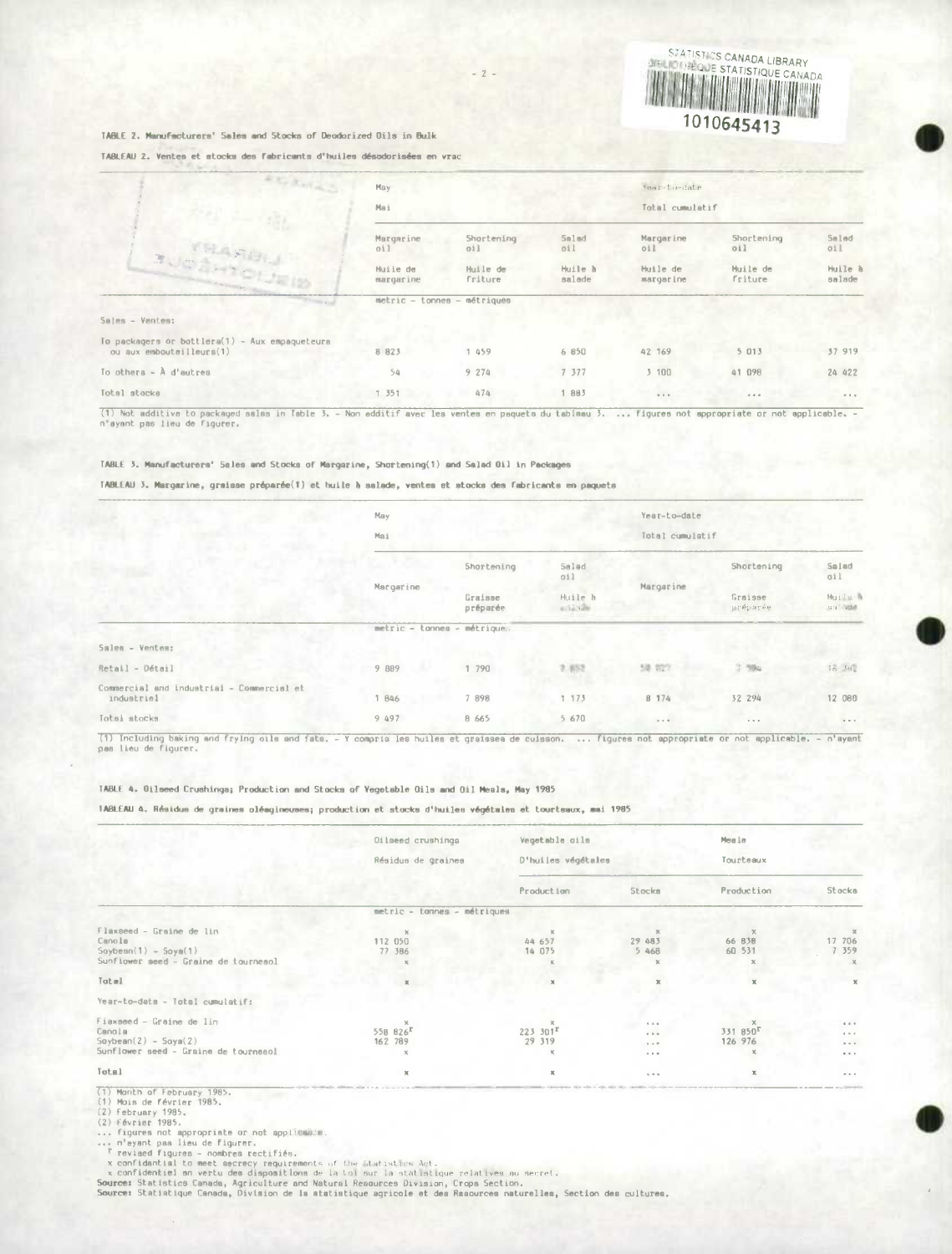TABLE 2. Manufacturers' Sales and Stocks of Deodorized Oils in Bulk

TABLEAU 2. Ventes et stocks des fabricants d'huiles désodorisées en vrac

| | May / Mai | | | Year-to-date / Total cumulatif | | |
|---|---|---|---|---|---|---|
| | Margarine oil / Huile de margarine | Shortening oil / Huile de friture | Salad oil / Huile à salade | Margarine oil / Huile de margarine | Shortening oil / Huile de friture | Salad oil / Huile à salade |
| | metric - tonnes - métriques | | | | | |
| Sales - Ventes: | | | | | | |
| To packagers or bottlers(1) - Aux empaqueteurs ou aux embouteilleurs(1) | 8 823 | 1 459 | 6 850 | 42 169 | 5 013 | 37 919 |
| To others - À d'autres | 54 | 9 274 | 7 377 | 3 100 | 41 098 | 24 422 |
| Total stocks | 1 351 | 474 | 1 883 | ... | ... | ... |

(1) Not additive to packaged sales in Table 3. - Non additif avec les ventes en paquets du tableau 3. ... figures not appropriate or not applicable. - n'ayant pas lieu de figurer.

TABLE 3. Manufacturers' Sales and Stocks of Margarine, Shortening(1) and Salad Oil in Packages

TABLEAU 3. Margarine, graisse préparée(1) et huile à salade, ventes et stocks des fabricants en paquets

| | May / Mai | | | Year-to-date / Total cumulatif | | |
|---|---|---|---|---|---|---|
| | Margarine | Shortening / Graisse préparée | Salad oil / Huile à salade | Margarine | Shortening / Graisse préparée | Salad oil / Huile à salade |
| | metric - tonnes - métriques | | | | | |
| Sales - Ventes: | | | | | | |
| Retail - Détail | 9 889 | 1 790 | 2 652 | 50 027 | 7 904 | 18 362 |
| Commercial and industrial - Commercial et industriel | 1 846 | 7 898 | 1 173 | 8 174 | 32 294 | 12 080 |
| Total stocks | 9 497 | 8 665 | 5 670 | ... | ... | ... |

(1) Including baking and frying oils and fats. - Y compris les huiles et graisses de cuisson. ... figures not appropriate or not applicable. - n'ayant pas lieu de figurer.

TABLE 4. Oilseed Crushings; Production and Stocks of Vegetable Oils and Oil Meals, May 1985

TABLEAU 4. Résidus de graines oléagineuses; production et stocks d'huiles végétales et tourteaux, mai 1985

| | Oilseed crushings / Résidus de graines | Vegetable oils / D'huiles végétales | | Meals / Tourteaux | |
|---|---|---|---|---|---|
| | | Production | Stocks | Production | Stocks |
| | metric - tonnes - métriques | | | | |
| Flaxseed - Graine de lin | x | x | x | x | x |
| Canola | 112 050 | 44 657 | 29 483 | 66 838 | 17 706 |
| Soybean(1) - Soya(1) | 77 386 | 14 075 | 5 468 | 60 531 | 7 359 |
| Sunflower seed - Graine de tournesol | x | x | x | x | x |
| Total | x | x | x | x | x |
| Year-to-date - Total cumulatif: | | | | | |
| Flaxseed - Graine de lin | x | x | ... | x | ... |
| Canola | 558 826r | 223 301r | ... | 331 850r | ... |
| Soybean(2) - Soya(2) | 162 789 | 29 319 | ... | 126 976 | ... |
| Sunflower seed - Graine de tournesol | x | x | ... | x | ... |
| Total | x | x | ... | x | ... |

(1) Month of February 1985.
(1) Mois de février 1985.
(2) February 1985.
(2) Février 1985.
... figures not appropriate or not applicable.
... n'ayant pas lieu de figurer.
r revised figures - nombres rectifiés.
x confidential to meet secrecy requirements of the Statistics Act.
x confidentiel en vertu des dispositions de la Loi sur la statistique relatives au secret.
**Source:** Statistics Canada, Agriculture and Natural Resources Division, Crops Section.
**Source:** Statistique Canada, Division de la statistique agricole et des Rasources naturelles, Section des cultures.